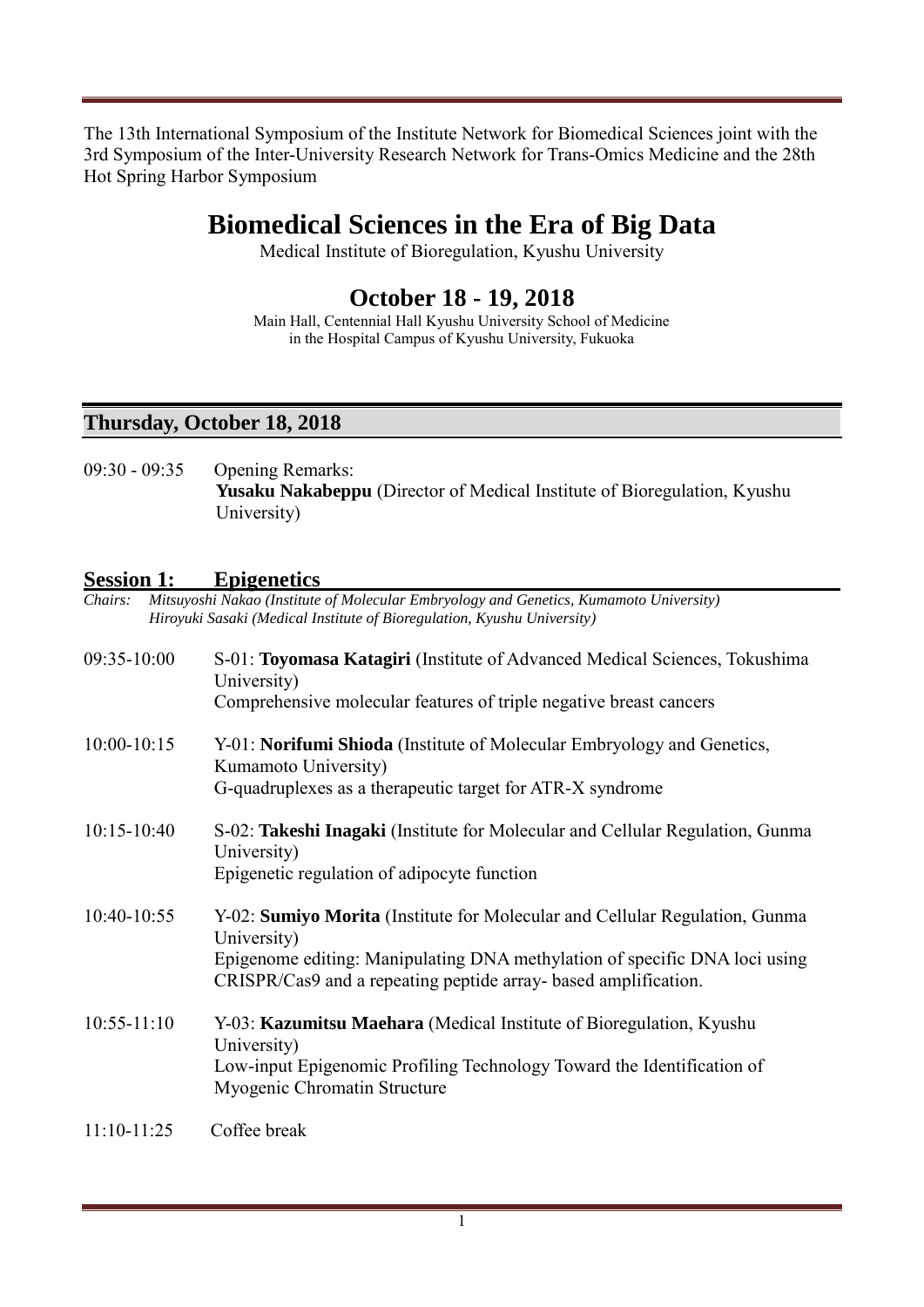The 13th International Symposium of the Institute Network for Biomedical Sciences joint with the 3rd Symposium of the Inter-University Research Network for Trans-Omics Medicine and the 28th Hot Spring Harbor Symposium

# Biomedical Sciences in the Era of Big Data

Medical Institute of Bioregulation, Kyushu University

## October 18 - 19, 2018

Main Hall, Centennial Hall Kyushu University School of Medicine
in the Hospital Campus of Kyushu University, Fukuoka

## Thursday, October 18, 2018

09:30 - 09:35 Opening Remarks:
**Yusaku Nakabeppu** (Director of Medical Institute of Bioregulation, Kyushu University)

### Session 1: Epigenetics

*Chairs: Mitsuyoshi Nakao (Institute of Molecular Embryology and Genetics, Kumamoto University)*
*Hiroyuki Sasaki (Medical Institute of Bioregulation, Kyushu University)*

09:35-10:00 S-01: **Toyomasa Katagiri** (Institute of Advanced Medical Sciences, Tokushima University)
Comprehensive molecular features of triple negative breast cancers

10:00-10:15 Y-01: **Norifumi Shioda** (Institute of Molecular Embryology and Genetics, Kumamoto University)
G-quadruplexes as a therapeutic target for ATR-X syndrome

10:15-10:40 S-02: **Takeshi Inagaki** (Institute for Molecular and Cellular Regulation, Gunma University)
Epigenetic regulation of adipocyte function

10:40-10:55 Y-02: **Sumiyo Morita** (Institute for Molecular and Cellular Regulation, Gunma University)
Epigenome editing: Manipulating DNA methylation of specific DNA loci using CRISPR/Cas9 and a repeating peptide array- based amplification.

10:55-11:10 Y-03: **Kazumitsu Maehara** (Medical Institute of Bioregulation, Kyushu University)
Low-input Epigenomic Profiling Technology Toward the Identification of Myogenic Chromatin Structure

11:10-11:25 Coffee break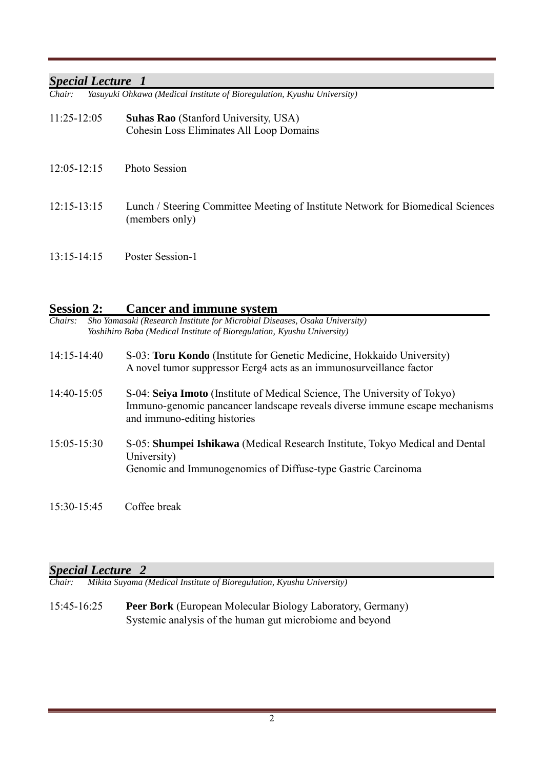## *Special Lecture 1*

*Chair: Yasuyuki Ohkawa (Medical Institute of Bioregulation, Kyushu University)*

11:25-12:05 **Suhas Rao** (Stanford University, USA)
Cohesin Loss Eliminates All Loop Domains

12:05-12:15 Photo Session

12:15-13:15 Lunch / Steering Committee Meeting of Institute Network for Biomedical Sciences (members only)

13:15-14:15 Poster Session-1

## Session 2: Cancer and immune system

*Chairs: Sho Yamasaki (Research Institute for Microbial Diseases, Osaka University)*
*Yoshihiro Baba (Medical Institute of Bioregulation, Kyushu University)*

14:15-14:40 S-03: **Toru Kondo** (Institute for Genetic Medicine, Hokkaido University)
A novel tumor suppressor Ecrg4 acts as an immunosurveillance factor

14:40-15:05 S-04: **Seiya Imoto** (Institute of Medical Science, The University of Tokyo)
Immuno-genomic pancancer landscape reveals diverse immune escape mechanisms and immuno-editing histories

15:05-15:30 S-05: **Shumpei Ishikawa** (Medical Research Institute, Tokyo Medical and Dental University)
Genomic and Immunogenomics of Diffuse-type Gastric Carcinoma

15:30-15:45 Coffee break

## *Special Lecture 2*

*Chair: Mikita Suyama (Medical Institute of Bioregulation, Kyushu University)*

15:45-16:25 **Peer Bork** (European Molecular Biology Laboratory, Germany)
Systemic analysis of the human gut microbiome and beyond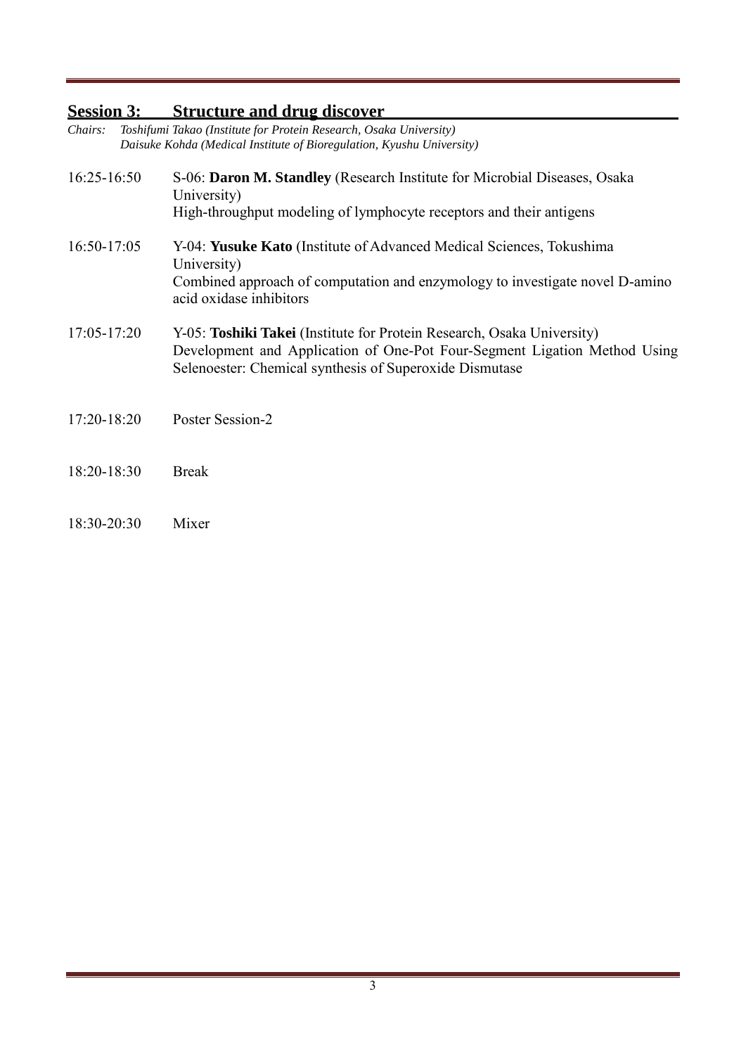## Session 3: Structure and drug discover

*Chairs: Toshifumi Takao (Institute for Protein Research, Osaka University)*
*Daisuke Kohda (Medical Institute of Bioregulation, Kyushu University)*

16:25-16:50 S-06: **Daron M. Standley** (Research Institute for Microbial Diseases, Osaka University)
High-throughput modeling of lymphocyte receptors and their antigens

16:50-17:05 Y-04: **Yusuke Kato** (Institute of Advanced Medical Sciences, Tokushima University)
Combined approach of computation and enzymology to investigate novel D-amino acid oxidase inhibitors

17:05-17:20 Y-05: **Toshiki Takei** (Institute for Protein Research, Osaka University)
Development and Application of One-Pot Four-Segment Ligation Method Using Selenoester: Chemical synthesis of Superoxide Dismutase

17:20-18:20 Poster Session-2

18:20-18:30 Break

18:30-20:30 Mixer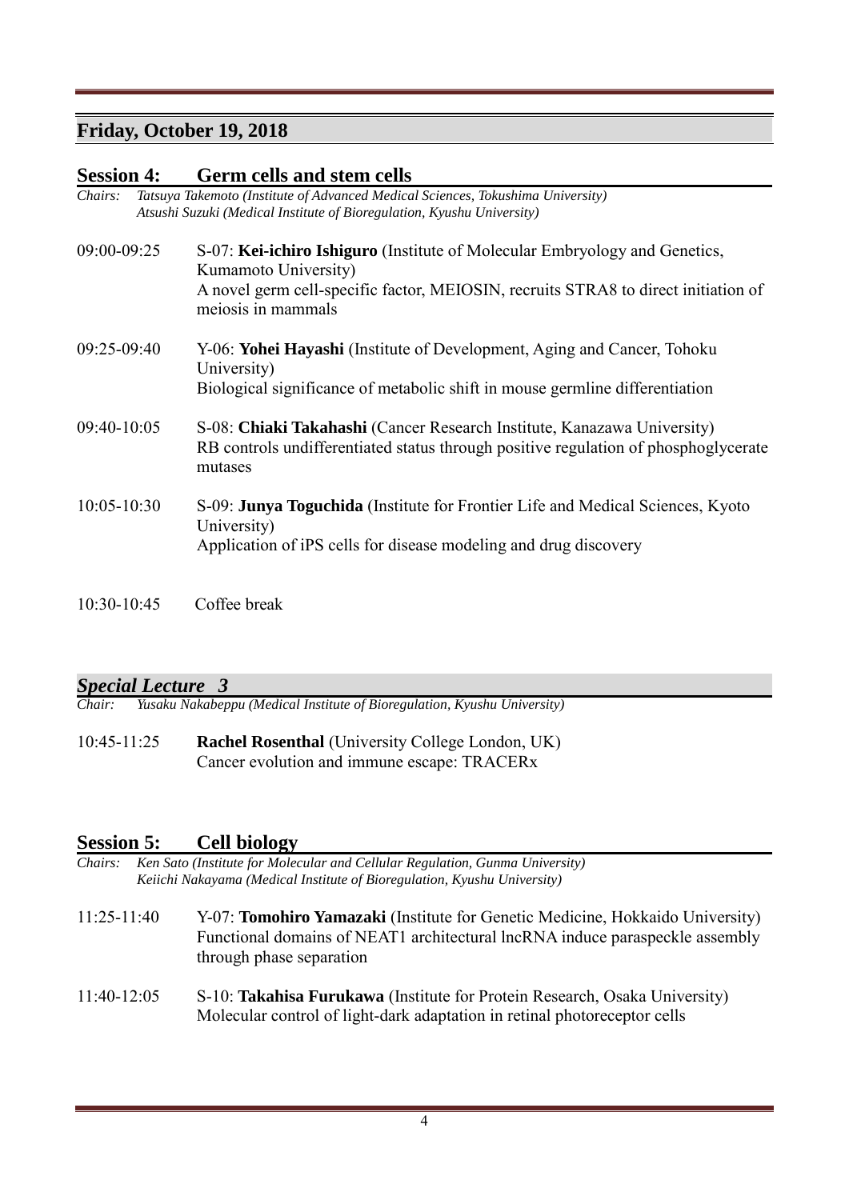## Friday, October 19, 2018

### Session 4: Germ cells and stem cells

*Chairs: Tatsuya Takemoto (Institute of Advanced Medical Sciences, Tokushima University)*
*Atsushi Suzuki (Medical Institute of Bioregulation, Kyushu University)*

09:00-09:25 S-07: **Kei-ichiro Ishiguro** (Institute of Molecular Embryology and Genetics, Kumamoto University)
A novel germ cell-specific factor, MEIOSIN, recruits STRA8 to direct initiation of meiosis in mammals

09:25-09:40 Y-06: **Yohei Hayashi** (Institute of Development, Aging and Cancer, Tohoku University)
Biological significance of metabolic shift in mouse germline differentiation

09:40-10:05 S-08: **Chiaki Takahashi** (Cancer Research Institute, Kanazawa University)
RB controls undifferentiated status through positive regulation of phosphoglycerate mutases

10:05-10:30 S-09: **Junya Toguchida** (Institute for Frontier Life and Medical Sciences, Kyoto University)
Application of iPS cells for disease modeling and drug discovery

10:30-10:45 Coffee break

### *Special Lecture 3*

*Chair: Yusaku Nakabeppu (Medical Institute of Bioregulation, Kyushu University)*

10:45-11:25 **Rachel Rosenthal** (University College London, UK)
Cancer evolution and immune escape: TRACERx

### Session 5: Cell biology

*Chairs: Ken Sato (Institute for Molecular and Cellular Regulation, Gunma University)*
*Keiichi Nakayama (Medical Institute of Bioregulation, Kyushu University)*

11:25-11:40 Y-07: **Tomohiro Yamazaki** (Institute for Genetic Medicine, Hokkaido University)
Functional domains of NEAT1 architectural lncRNA induce paraspeckle assembly through phase separation

11:40-12:05 S-10: **Takahisa Furukawa** (Institute for Protein Research, Osaka University)
Molecular control of light-dark adaptation in retinal photoreceptor cells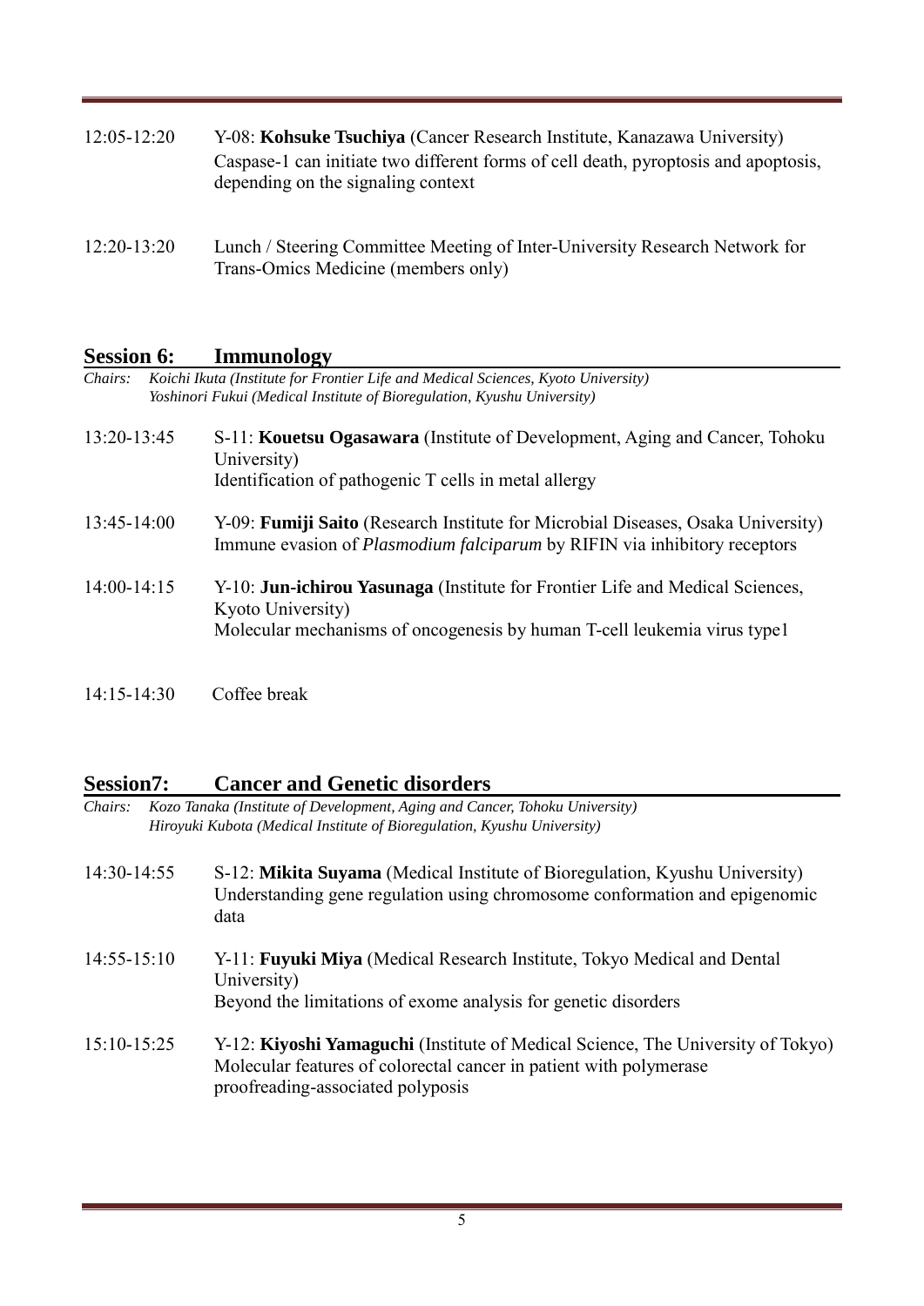12:05-12:20 Y-08: **Kohsuke Tsuchiya** (Cancer Research Institute, Kanazawa University)
Caspase-1 can initiate two different forms of cell death, pyroptosis and apoptosis, depending on the signaling context

12:20-13:20 Lunch / Steering Committee Meeting of Inter-University Research Network for Trans-Omics Medicine (members only)

## Session 6: Immunology

*Chairs: Koichi Ikuta (Institute for Frontier Life and Medical Sciences, Kyoto University)*
*Yoshinori Fukui (Medical Institute of Bioregulation, Kyushu University)*

13:20-13:45 S-11: **Kouetsu Ogasawara** (Institute of Development, Aging and Cancer, Tohoku University)
Identification of pathogenic T cells in metal allergy

13:45-14:00 Y-09: **Fumiji Saito** (Research Institute for Microbial Diseases, Osaka University)
Immune evasion of *Plasmodium falciparum* by RIFIN via inhibitory receptors

14:00-14:15 Y-10: **Jun-ichirou Yasunaga** (Institute for Frontier Life and Medical Sciences, Kyoto University)
Molecular mechanisms of oncogenesis by human T-cell leukemia virus type1

14:15-14:30 Coffee break

## Session7: Cancer and Genetic disorders

*Chairs: Kozo Tanaka (Institute of Development, Aging and Cancer, Tohoku University)*
*Hiroyuki Kubota (Medical Institute of Bioregulation, Kyushu University)*

14:30-14:55 S-12: **Mikita Suyama** (Medical Institute of Bioregulation, Kyushu University)
Understanding gene regulation using chromosome conformation and epigenomic data

14:55-15:10 Y-11: **Fuyuki Miya** (Medical Research Institute, Tokyo Medical and Dental University)
Beyond the limitations of exome analysis for genetic disorders

15:10-15:25 Y-12: **Kiyoshi Yamaguchi** (Institute of Medical Science, The University of Tokyo)
Molecular features of colorectal cancer in patient with polymerase proofreading-associated polyposis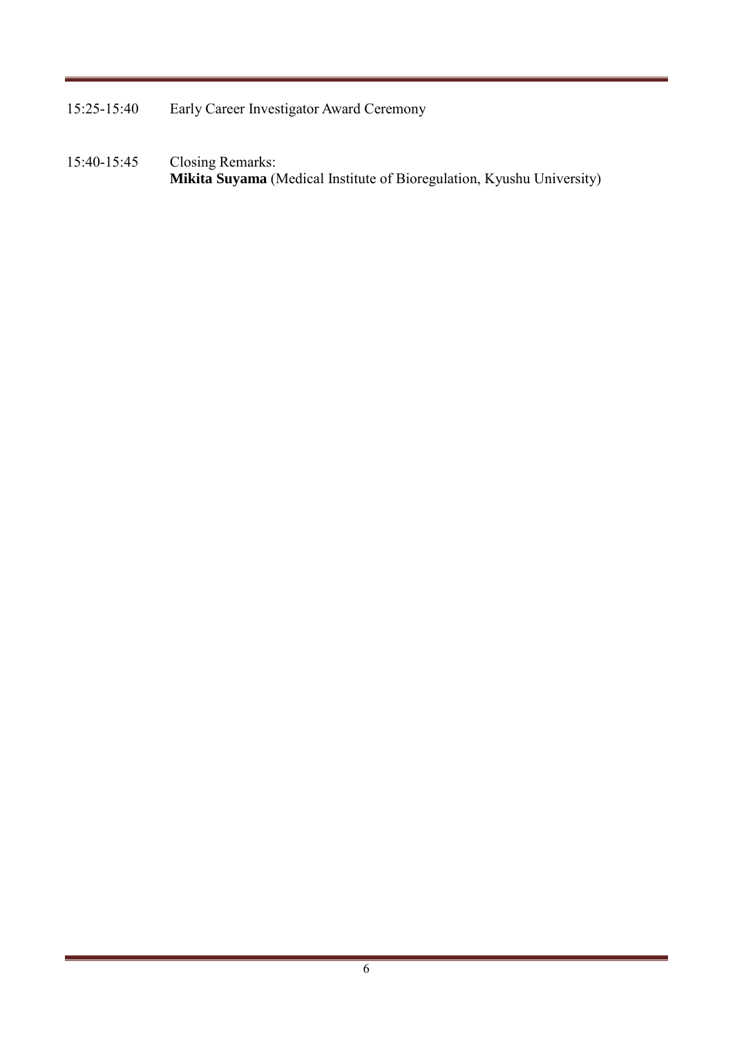15:25-15:40 Early Career Investigator Award Ceremony

15:40-15:45 Closing Remarks:
**Mikita Suyama** (Medical Institute of Bioregulation, Kyushu University)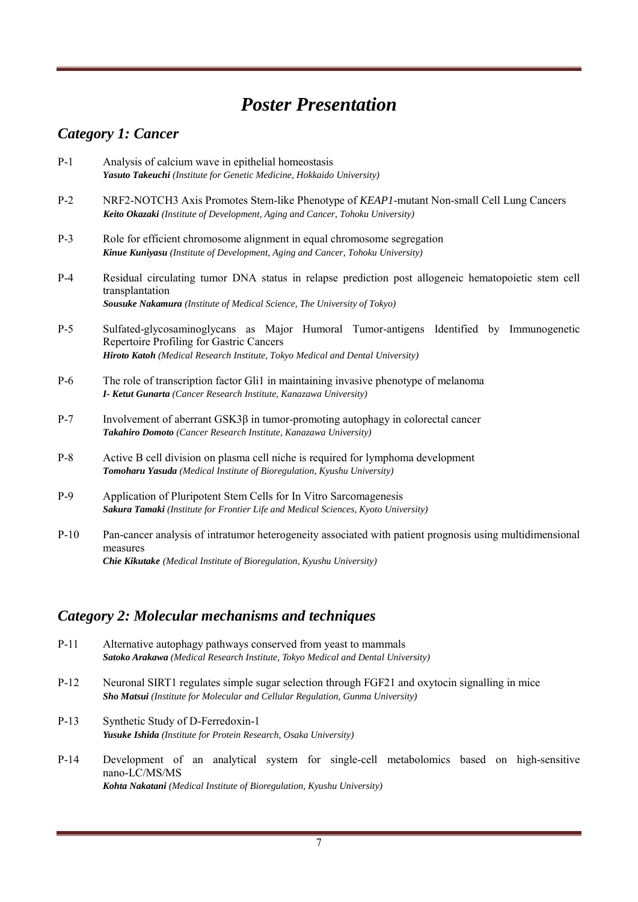# *Poster Presentation*

## *Category 1: Cancer*

P-1 Analysis of calcium wave in epithelial homeostasis
***Yasuto Takeuchi** (Institute for Genetic Medicine, Hokkaido University)*

P-2 NRF2-NOTCH3 Axis Promotes Stem-like Phenotype of *KEAP1*-mutant Non-small Cell Lung Cancers
***Keito Okazaki** (Institute of Development, Aging and Cancer, Tohoku University)*

P-3 Role for efficient chromosome alignment in equal chromosome segregation
***Kinue Kuniyasu** (Institute of Development, Aging and Cancer, Tohoku University)*

P-4 Residual circulating tumor DNA status in relapse prediction post allogeneic hematopoietic stem cell transplantation
***Sousuke Nakamura** (Institute of Medical Science, The University of Tokyo)*

P-5 Sulfated-glycosaminoglycans as Major Humoral Tumor-antigens Identified by Immunogenetic Repertoire Profiling for Gastric Cancers
***Hiroto Katoh** (Medical Research Institute, Tokyo Medical and Dental University)*

P-6 The role of transcription factor Gli1 in maintaining invasive phenotype of melanoma
***I- Ketut Gunarta** (Cancer Research Institute, Kanazawa University)*

P-7 Involvement of aberrant GSK3β in tumor-promoting autophagy in colorectal cancer
***Takahiro Domoto** (Cancer Research Institute, Kanazawa University)*

P-8 Active B cell division on plasma cell niche is required for lymphoma development
***Tomoharu Yasuda** (Medical Institute of Bioregulation, Kyushu University)*

P-9 Application of Pluripotent Stem Cells for In Vitro Sarcomagenesis
***Sakura Tamaki** (Institute for Frontier Life and Medical Sciences, Kyoto University)*

P-10 Pan-cancer analysis of intratumor heterogeneity associated with patient prognosis using multidimensional measures
***Chie Kikutake** (Medical Institute of Bioregulation, Kyushu University)*

## *Category 2: Molecular mechanisms and techniques*

P-11 Alternative autophagy pathways conserved from yeast to mammals
***Satoko Arakawa** (Medical Research Institute, Tokyo Medical and Dental University)*

P-12 Neuronal SIRT1 regulates simple sugar selection through FGF21 and oxytocin signalling in mice
***Sho Matsui** (Institute for Molecular and Cellular Regulation, Gunma University)*

P-13 Synthetic Study of D-Ferredoxin-1
***Yusuke Ishida** (Institute for Protein Research, Osaka University)*

P-14 Development of an analytical system for single-cell metabolomics based on high-sensitive nano-LC/MS/MS
***Kohta Nakatani** (Medical Institute of Bioregulation, Kyushu University)*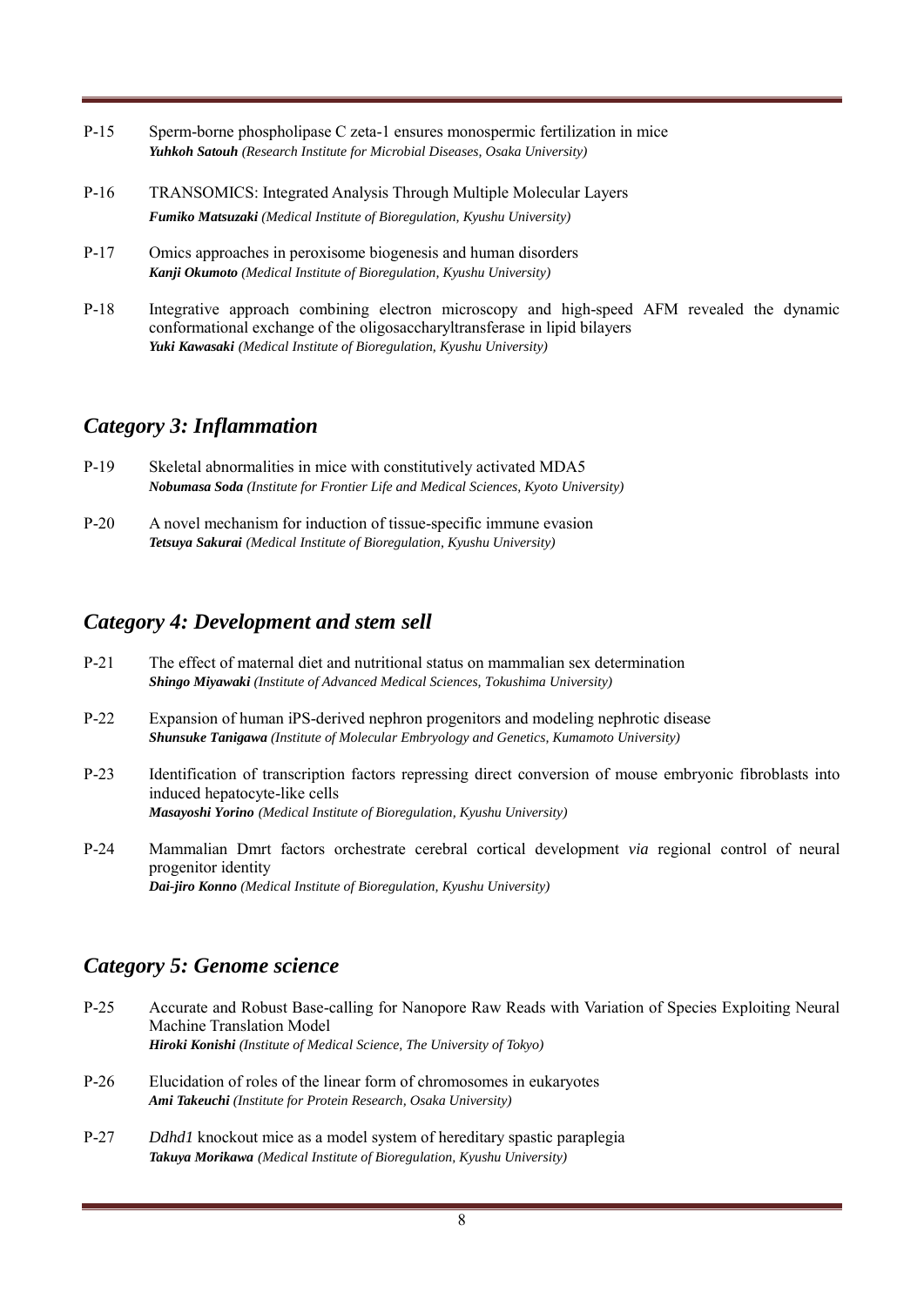P-15 Sperm-borne phospholipase C zeta-1 ensures monospermic fertilization in mice
***Yuhkoh Satouh*** *(Research Institute for Microbial Diseases, Osaka University)*

P-16 TRANSOMICS: Integrated Analysis Through Multiple Molecular Layers
***Fumiko Matsuzaki*** *(Medical Institute of Bioregulation, Kyushu University)*

P-17 Omics approaches in peroxisome biogenesis and human disorders
***Kanji Okumoto*** *(Medical Institute of Bioregulation, Kyushu University)*

P-18 Integrative approach combining electron microscopy and high-speed AFM revealed the dynamic conformational exchange of the oligosaccharyltransferase in lipid bilayers
***Yuki Kawasaki*** *(Medical Institute of Bioregulation, Kyushu University)*

## *Category 3: Inflammation*

P-19 Skeletal abnormalities in mice with constitutively activated MDA5
***Nobumasa Soda*** *(Institute for Frontier Life and Medical Sciences, Kyoto University)*

P-20 A novel mechanism for induction of tissue-specific immune evasion
***Tetsuya Sakurai*** *(Medical Institute of Bioregulation, Kyushu University)*

## *Category 4: Development and stem sell*

P-21 The effect of maternal diet and nutritional status on mammalian sex determination
***Shingo Miyawaki*** *(Institute of Advanced Medical Sciences, Tokushima University)*

P-22 Expansion of human iPS-derived nephron progenitors and modeling nephrotic disease
***Shunsuke Tanigawa*** *(Institute of Molecular Embryology and Genetics, Kumamoto University)*

P-23 Identification of transcription factors repressing direct conversion of mouse embryonic fibroblasts into induced hepatocyte-like cells
***Masayoshi Yorino*** *(Medical Institute of Bioregulation, Kyushu University)*

P-24 Mammalian Dmrt factors orchestrate cerebral cortical development *via* regional control of neural progenitor identity
***Dai-jiro Konno*** *(Medical Institute of Bioregulation, Kyushu University)*

## *Category 5: Genome science*

P-25 Accurate and Robust Base-calling for Nanopore Raw Reads with Variation of Species Exploiting Neural Machine Translation Model
***Hiroki Konishi*** *(Institute of Medical Science, The University of Tokyo)*

P-26 Elucidation of roles of the linear form of chromosomes in eukaryotes
***Ami Takeuchi*** *(Institute for Protein Research, Osaka University)*

P-27 *Ddhd1* knockout mice as a model system of hereditary spastic paraplegia
***Takuya Morikawa*** *(Medical Institute of Bioregulation, Kyushu University)*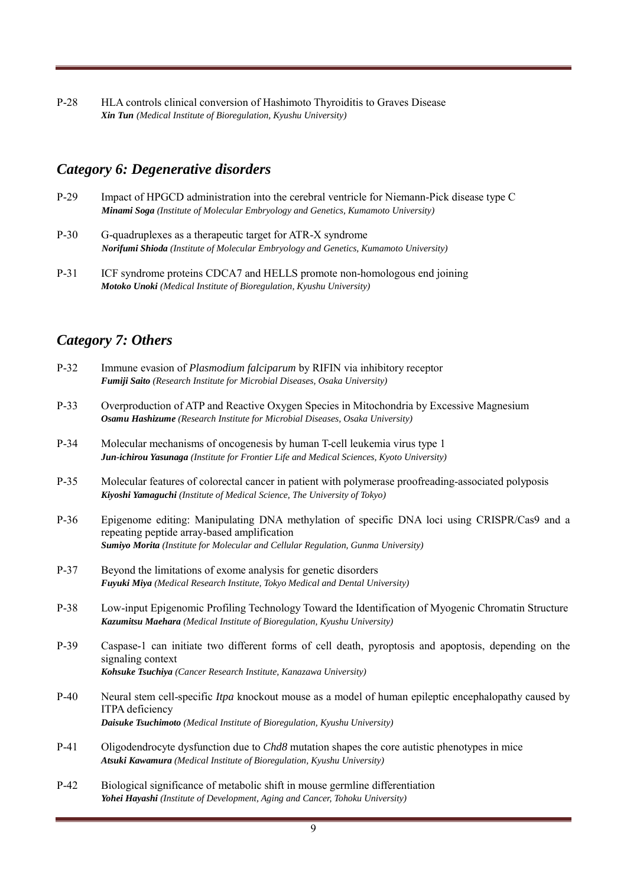P-28 HLA controls clinical conversion of Hashimoto Thyroiditis to Graves Disease
***Xin Tun*** *(Medical Institute of Bioregulation, Kyushu University)*

## *Category 6: Degenerative disorders*

P-29 Impact of HPGCD administration into the cerebral ventricle for Niemann-Pick disease type C
***Minami Soga*** *(Institute of Molecular Embryology and Genetics, Kumamoto University)*

P-30 G-quadruplexes as a therapeutic target for ATR-X syndrome
***Norifumi Shioda*** *(Institute of Molecular Embryology and Genetics, Kumamoto University)*

P-31 ICF syndrome proteins CDCA7 and HELLS promote non-homologous end joining
***Motoko Unoki*** *(Medical Institute of Bioregulation, Kyushu University)*

## *Category 7: Others*

P-32 Immune evasion of *Plasmodium falciparum* by RIFIN via inhibitory receptor
***Fumiji Saito*** *(Research Institute for Microbial Diseases, Osaka University)*

P-33 Overproduction of ATP and Reactive Oxygen Species in Mitochondria by Excessive Magnesium
***Osamu Hashizume*** *(Research Institute for Microbial Diseases, Osaka University)*

P-34 Molecular mechanisms of oncogenesis by human T-cell leukemia virus type 1
***Jun-ichirou Yasunaga*** *(Institute for Frontier Life and Medical Sciences, Kyoto University)*

P-35 Molecular features of colorectal cancer in patient with polymerase proofreading-associated polyposis
***Kiyoshi Yamaguchi*** *(Institute of Medical Science, The University of Tokyo)*

P-36 Epigenome editing: Manipulating DNA methylation of specific DNA loci using CRISPR/Cas9 and a repeating peptide array-based amplification
***Sumiyo Morita*** *(Institute for Molecular and Cellular Regulation, Gunma University)*

P-37 Beyond the limitations of exome analysis for genetic disorders
***Fuyuki Miya*** *(Medical Research Institute, Tokyo Medical and Dental University)*

P-38 Low-input Epigenomic Profiling Technology Toward the Identification of Myogenic Chromatin Structure
***Kazumitsu Maehara*** *(Medical Institute of Bioregulation, Kyushu University)*

P-39 Caspase-1 can initiate two different forms of cell death, pyroptosis and apoptosis, depending on the signaling context
***Kohsuke Tsuchiya*** *(Cancer Research Institute, Kanazawa University)*

P-40 Neural stem cell-specific *Itpa* knockout mouse as a model of human epileptic encephalopathy caused by ITPA deficiency
***Daisuke Tsuchimoto*** *(Medical Institute of Bioregulation, Kyushu University)*

P-41 Oligodendrocyte dysfunction due to *Chd8* mutation shapes the core autistic phenotypes in mice
***Atsuki Kawamura*** *(Medical Institute of Bioregulation, Kyushu University)*

P-42 Biological significance of metabolic shift in mouse germline differentiation
***Yohei Hayashi*** *(Institute of Development, Aging and Cancer, Tohoku University)*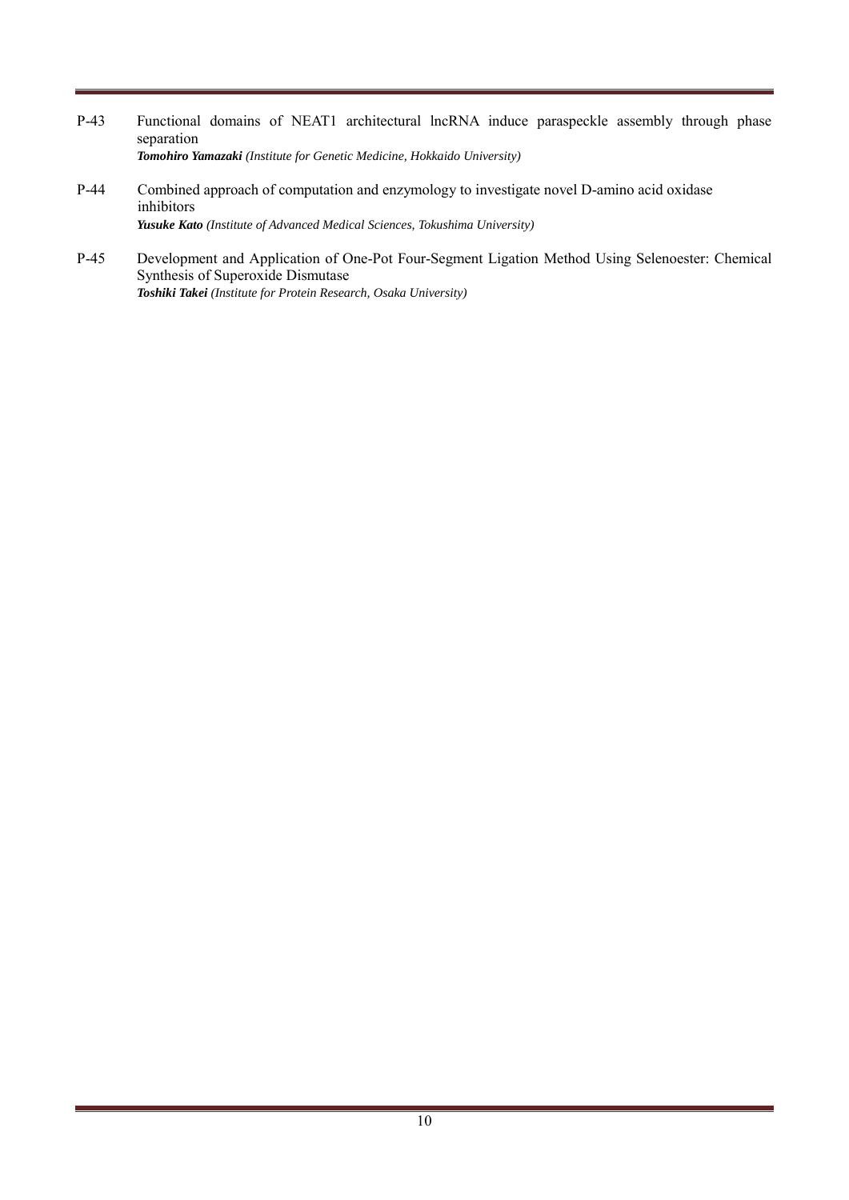P-43 Functional domains of NEAT1 architectural lncRNA induce paraspeckle assembly through phase separation
***Tomohiro Yamazaki*** *(Institute for Genetic Medicine, Hokkaido University)*

P-44 Combined approach of computation and enzymology to investigate novel D-amino acid oxidase inhibitors
***Yusuke Kato*** *(Institute of Advanced Medical Sciences, Tokushima University)*

P-45 Development and Application of One-Pot Four-Segment Ligation Method Using Selenoester: Chemical Synthesis of Superoxide Dismutase
***Toshiki Takei*** *(Institute for Protein Research, Osaka University)*